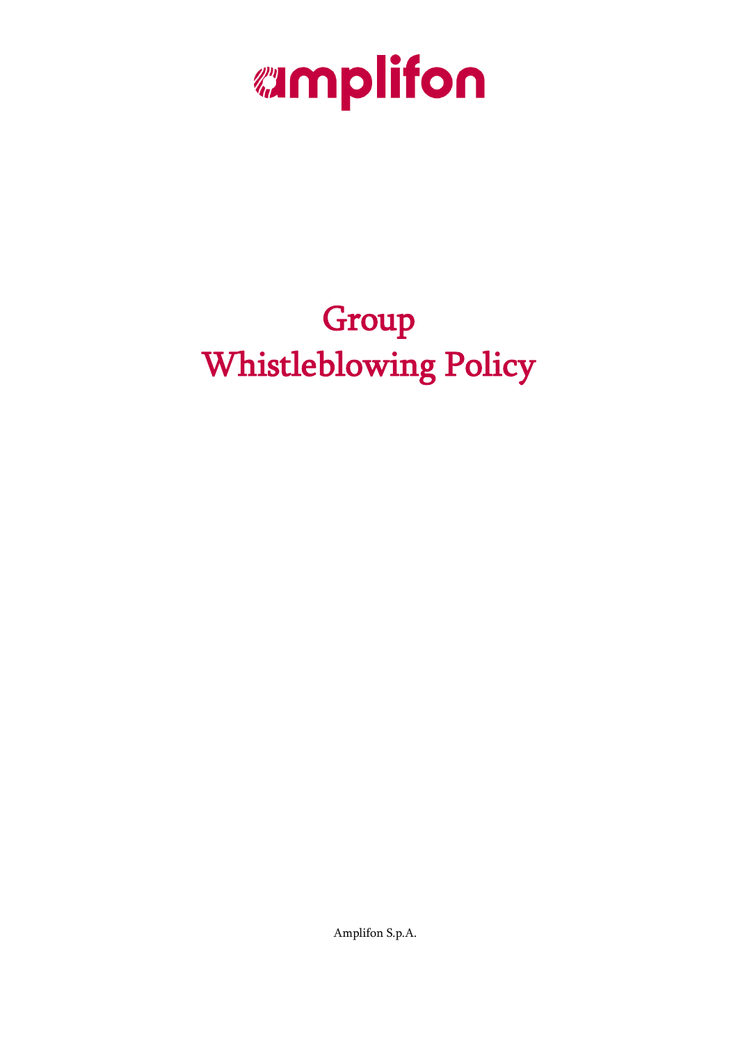amplifon

# Group Whistleblowing Policy

Amplifon S.p.A.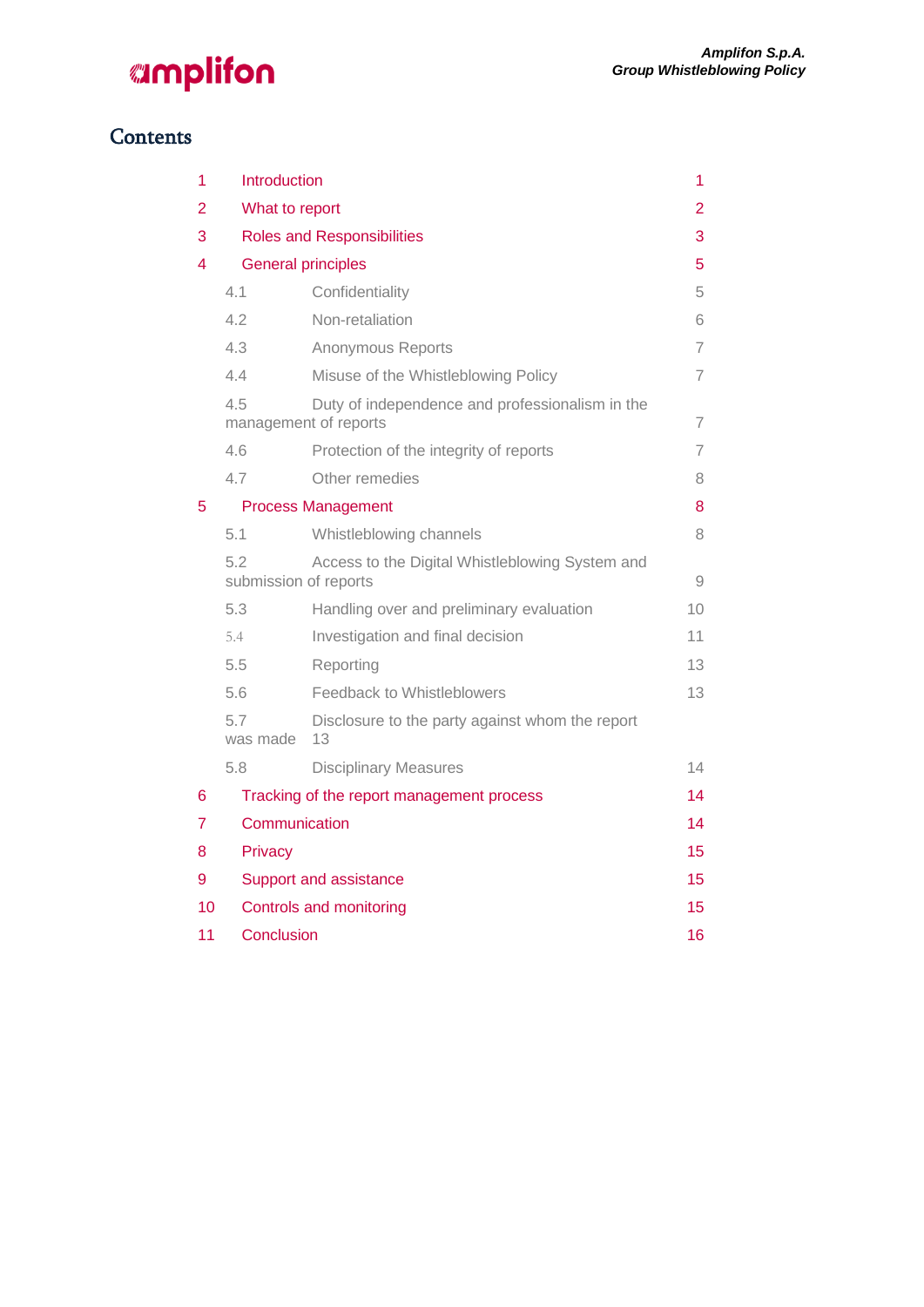# Contents

| | | |
|---|---|---|
| 1 | Introduction | 1 |
| 2 | What to report | 2 |
| 3 | Roles and Responsibilities | 3 |
| 4 | General principles | 5 |
| 4.1 | Confidentiality | 5 |
| 4.2 | Non-retaliation | 6 |
| 4.3 | Anonymous Reports | 7 |
| 4.4 | Misuse of the Whistleblowing Policy | 7 |
| 4.5 | Duty of independence and professionalism in the management of reports | 7 |
| 4.6 | Protection of the integrity of reports | 7 |
| 4.7 | Other remedies | 8 |
| 5 | Process Management | 8 |
| 5.1 | Whistleblowing channels | 8 |
| 5.2 | Access to the Digital Whistleblowing System and submission of reports | 9 |
| 5.3 | Handling over and preliminary evaluation | 10 |
| 5.4 | Investigation and final decision | 11 |
| 5.5 | Reporting | 13 |
| 5.6 | Feedback to Whistleblowers | 13 |
| 5.7 | Disclosure to the party against whom the report was made | 13 |
| 5.8 | Disciplinary Measures | 14 |
| 6 | Tracking of the report management process | 14 |
| 7 | Communication | 14 |
| 8 | Privacy | 15 |
| 9 | Support and assistance | 15 |
| 10 | Controls and monitoring | 15 |
| 11 | Conclusion | 16 |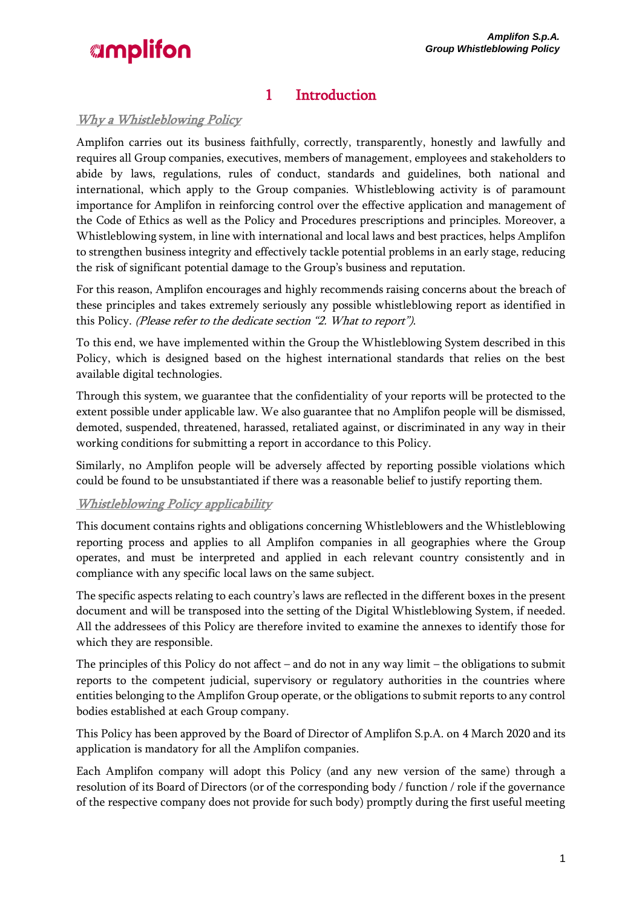# 1 Introduction

## *Why a Whistleblowing Policy*

Amplifon carries out its business faithfully, correctly, transparently, honestly and lawfully and requires all Group companies, executives, members of management, employees and stakeholders to abide by laws, regulations, rules of conduct, standards and guidelines, both national and international, which apply to the Group companies. Whistleblowing activity is of paramount importance for Amplifon in reinforcing control over the effective application and management of the Code of Ethics as well as the Policy and Procedures prescriptions and principles. Moreover, a Whistleblowing system, in line with international and local laws and best practices, helps Amplifon to strengthen business integrity and effectively tackle potential problems in an early stage, reducing the risk of significant potential damage to the Group's business and reputation.

For this reason, Amplifon encourages and highly recommends raising concerns about the breach of these principles and takes extremely seriously any possible whistleblowing report as identified in this Policy. *(Please refer to the dedicate section "2. What to report").*

To this end, we have implemented within the Group the Whistleblowing System described in this Policy, which is designed based on the highest international standards that relies on the best available digital technologies.

Through this system, we guarantee that the confidentiality of your reports will be protected to the extent possible under applicable law. We also guarantee that no Amplifon people will be dismissed, demoted, suspended, threatened, harassed, retaliated against, or discriminated in any way in their working conditions for submitting a report in accordance to this Policy.

Similarly, no Amplifon people will be adversely affected by reporting possible violations which could be found to be unsubstantiated if there was a reasonable belief to justify reporting them.

## *Whistleblowing Policy applicability*

This document contains rights and obligations concerning Whistleblowers and the Whistleblowing reporting process and applies to all Amplifon companies in all geographies where the Group operates, and must be interpreted and applied in each relevant country consistently and in compliance with any specific local laws on the same subject.

The specific aspects relating to each country's laws are reflected in the different boxes in the present document and will be transposed into the setting of the Digital Whistleblowing System, if needed. All the addressees of this Policy are therefore invited to examine the annexes to identify those for which they are responsible.

The principles of this Policy do not affect – and do not in any way limit – the obligations to submit reports to the competent judicial, supervisory or regulatory authorities in the countries where entities belonging to the Amplifon Group operate, or the obligations to submit reports to any control bodies established at each Group company.

This Policy has been approved by the Board of Director of Amplifon S.p.A. on 4 March 2020 and its application is mandatory for all the Amplifon companies.

Each Amplifon company will adopt this Policy (and any new version of the same) through a resolution of its Board of Directors (or of the corresponding body / function / role if the governance of the respective company does not provide for such body) promptly during the first useful meeting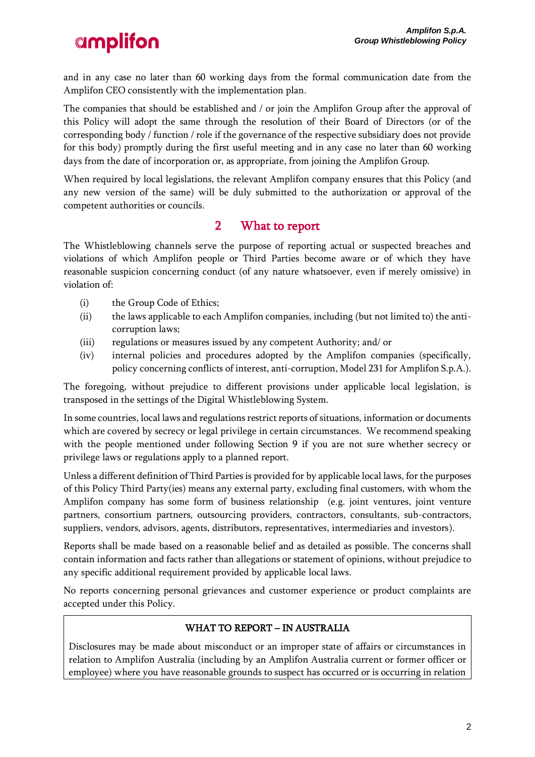and in any case no later than 60 working days from the formal communication date from the Amplifon CEO consistently with the implementation plan.

The companies that should be established and / or join the Amplifon Group after the approval of this Policy will adopt the same through the resolution of their Board of Directors (or of the corresponding body / function / role if the governance of the respective subsidiary does not provide for this body) promptly during the first useful meeting and in any case no later than 60 working days from the date of incorporation or, as appropriate, from joining the Amplifon Group.

When required by local legislations, the relevant Amplifon company ensures that this Policy (and any new version of the same) will be duly submitted to the authorization or approval of the competent authorities or councils.

## 2 What to report

The Whistleblowing channels serve the purpose of reporting actual or suspected breaches and violations of which Amplifon people or Third Parties become aware or of which they have reasonable suspicion concerning conduct (of any nature whatsoever, even if merely omissive) in violation of:

(i) the Group Code of Ethics;

(ii) the laws applicable to each Amplifon companies, including (but not limited to) the anti-corruption laws;

(iii) regulations or measures issued by any competent Authority; and/ or

(iv) internal policies and procedures adopted by the Amplifon companies (specifically, policy concerning conflicts of interest, anti-corruption, Model 231 for Amplifon S.p.A.).

The foregoing, without prejudice to different provisions under applicable local legislation, is transposed in the settings of the Digital Whistleblowing System.

In some countries, local laws and regulations restrict reports of situations, information or documents which are covered by secrecy or legal privilege in certain circumstances. We recommend speaking with the people mentioned under following Section 9 if you are not sure whether secrecy or privilege laws or regulations apply to a planned report.

Unless a different definition of Third Parties is provided for by applicable local laws, for the purposes of this Policy Third Party(ies) means any external party, excluding final customers, with whom the Amplifon company has some form of business relationship (e.g. joint ventures, joint venture partners, consortium partners, outsourcing providers, contractors, consultants, sub-contractors, suppliers, vendors, advisors, agents, distributors, representatives, intermediaries and investors).

Reports shall be made based on a reasonable belief and as detailed as possible. The concerns shall contain information and facts rather than allegations or statement of opinions, without prejudice to any specific additional requirement provided by applicable local laws.

No reports concerning personal grievances and customer experience or product complaints are accepted under this Policy.

**WHAT TO REPORT – IN AUSTRALIA**

Disclosures may be made about misconduct or an improper state of affairs or circumstances in relation to Amplifon Australia (including by an Amplifon Australia current or former officer or employee) where you have reasonable grounds to suspect has occurred or is occurring in relation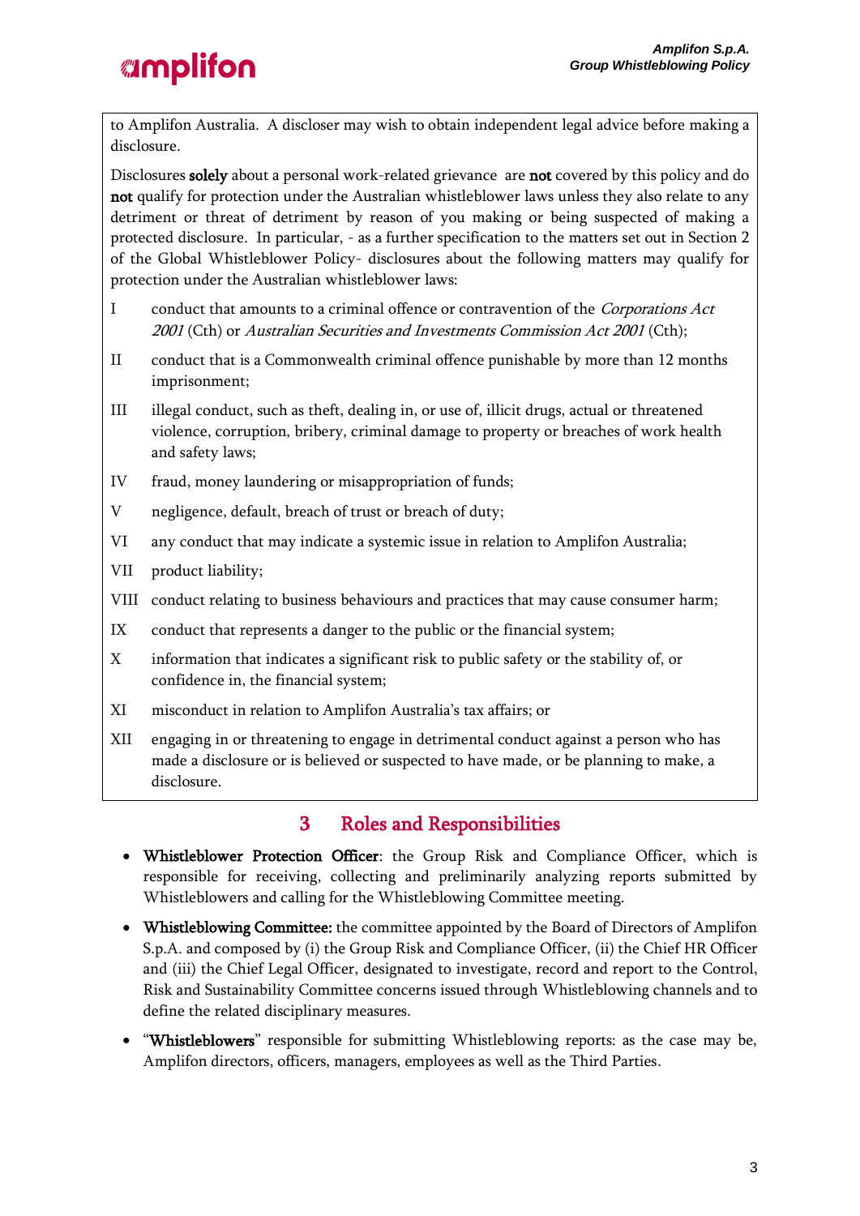to Amplifon Australia. A discloser may wish to obtain independent legal advice before making a disclosure.

Disclosures **solely** about a personal work-related grievance are **not** covered by this policy and do **not** qualify for protection under the Australian whistleblower laws unless they also relate to any detriment or threat of detriment by reason of you making or being suspected of making a protected disclosure. In particular, - as a further specification to the matters set out in Section 2 of the Global Whistleblower Policy- disclosures about the following matters may qualify for protection under the Australian whistleblower laws:

I conduct that amounts to a criminal offence or contravention of the *Corporations Act 2001* (Cth) or *Australian Securities and Investments Commission Act 2001* (Cth);

II conduct that is a Commonwealth criminal offence punishable by more than 12 months imprisonment;

III illegal conduct, such as theft, dealing in, or use of, illicit drugs, actual or threatened violence, corruption, bribery, criminal damage to property or breaches of work health and safety laws;

IV fraud, money laundering or misappropriation of funds;

V negligence, default, breach of trust or breach of duty;

VI any conduct that may indicate a systemic issue in relation to Amplifon Australia;

VII product liability;

VIII conduct relating to business behaviours and practices that may cause consumer harm;

IX conduct that represents a danger to the public or the financial system;

X information that indicates a significant risk to public safety or the stability of, or confidence in, the financial system;

XI misconduct in relation to Amplifon Australia's tax affairs; or

XII engaging in or threatening to engage in detrimental conduct against a person who has made a disclosure or is believed or suspected to have made, or be planning to make, a disclosure.

# 3 Roles and Responsibilities

- **Whistleblower Protection Officer**: the Group Risk and Compliance Officer, which is responsible for receiving, collecting and preliminarily analyzing reports submitted by Whistleblowers and calling for the Whistleblowing Committee meeting.
- **Whistleblowing Committee:** the committee appointed by the Board of Directors of Amplifon S.p.A. and composed by (i) the Group Risk and Compliance Officer, (ii) the Chief HR Officer and (iii) the Chief Legal Officer, designated to investigate, record and report to the Control, Risk and Sustainability Committee concerns issued through Whistleblowing channels and to define the related disciplinary measures.
- "**Whistleblowers**" responsible for submitting Whistleblowing reports: as the case may be, Amplifon directors, officers, managers, employees as well as the Third Parties.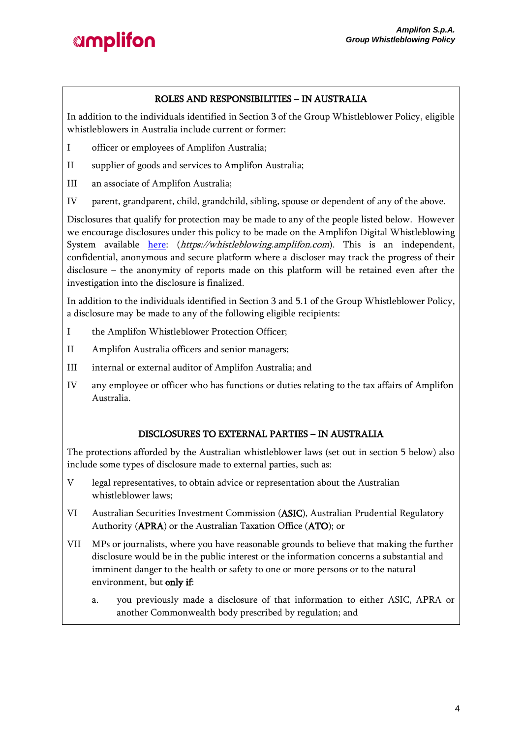## ROLES AND RESPONSIBILITIES – IN AUSTRALIA

In addition to the individuals identified in Section 3 of the Group Whistleblower Policy, eligible whistleblowers in Australia include current or former:

I officer or employees of Amplifon Australia;

II supplier of goods and services to Amplifon Australia;

III an associate of Amplifon Australia;

IV parent, grandparent, child, grandchild, sibling, spouse or dependent of any of the above.

Disclosures that qualify for protection may be made to any of the people listed below. However we encourage disclosures under this policy to be made on the Amplifon Digital Whistleblowing System available [here](https://whistleblowing.amplifon.com): (*https://whistleblowing.amplifon.com*). This is an independent, confidential, anonymous and secure platform where a discloser may track the progress of their disclosure – the anonymity of reports made on this platform will be retained even after the investigation into the disclosure is finalized.

In addition to the individuals identified in Section 3 and 5.1 of the Group Whistleblower Policy, a disclosure may be made to any of the following eligible recipients:

I the Amplifon Whistleblower Protection Officer;

II Amplifon Australia officers and senior managers;

III internal or external auditor of Amplifon Australia; and

IV any employee or officer who has functions or duties relating to the tax affairs of Amplifon Australia.

## DISCLOSURES TO EXTERNAL PARTIES – IN AUSTRALIA

The protections afforded by the Australian whistleblower laws (set out in section 5 below) also include some types of disclosure made to external parties, such as:

V legal representatives, to obtain advice or representation about the Australian whistleblower laws;

VI Australian Securities Investment Commission (**ASIC**), Australian Prudential Regulatory Authority (**APRA**) or the Australian Taxation Office (**ATO**); or

VII MPs or journalists, where you have reasonable grounds to believe that making the further disclosure would be in the public interest or the information concerns a substantial and imminent danger to the health or safety to one or more persons or to the natural environment, but **only if**:

a. you previously made a disclosure of that information to either ASIC, APRA or another Commonwealth body prescribed by regulation; and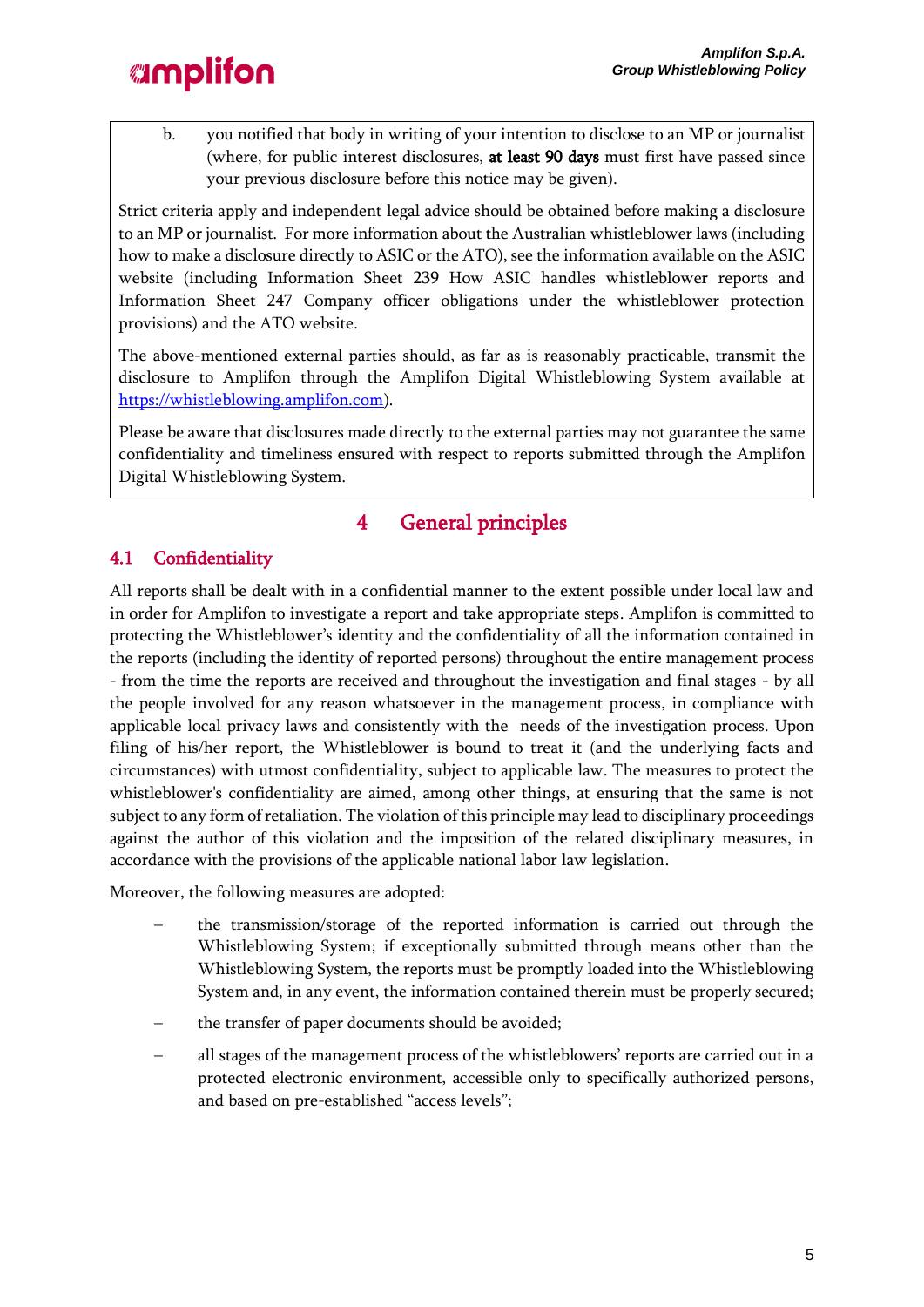b. you notified that body in writing of your intention to disclose to an MP or journalist (where, for public interest disclosures, **at least 90 days** must first have passed since your previous disclosure before this notice may be given).

Strict criteria apply and independent legal advice should be obtained before making a disclosure to an MP or journalist. For more information about the Australian whistleblower laws (including how to make a disclosure directly to ASIC or the ATO), see the information available on the ASIC website (including Information Sheet 239 How ASIC handles whistleblower reports and Information Sheet 247 Company officer obligations under the whistleblower protection provisions) and the ATO website.

The above-mentioned external parties should, as far as is reasonably practicable, transmit the disclosure to Amplifon through the Amplifon Digital Whistleblowing System available at https://whistleblowing.amplifon.com).

Please be aware that disclosures made directly to the external parties may not guarantee the same confidentiality and timeliness ensured with respect to reports submitted through the Amplifon Digital Whistleblowing System.

# 4 General principles

## 4.1 Confidentiality

All reports shall be dealt with in a confidential manner to the extent possible under local law and in order for Amplifon to investigate a report and take appropriate steps. Amplifon is committed to protecting the Whistleblower's identity and the confidentiality of all the information contained in the reports (including the identity of reported persons) throughout the entire management process - from the time the reports are received and throughout the investigation and final stages - by all the people involved for any reason whatsoever in the management process, in compliance with applicable local privacy laws and consistently with the needs of the investigation process. Upon filing of his/her report, the Whistleblower is bound to treat it (and the underlying facts and circumstances) with utmost confidentiality, subject to applicable law. The measures to protect the whistleblower's confidentiality are aimed, among other things, at ensuring that the same is not subject to any form of retaliation. The violation of this principle may lead to disciplinary proceedings against the author of this violation and the imposition of the related disciplinary measures, in accordance with the provisions of the applicable national labor law legislation.

Moreover, the following measures are adopted:

- the transmission/storage of the reported information is carried out through the Whistleblowing System; if exceptionally submitted through means other than the Whistleblowing System, the reports must be promptly loaded into the Whistleblowing System and, in any event, the information contained therein must be properly secured;
- the transfer of paper documents should be avoided;
- all stages of the management process of the whistleblowers' reports are carried out in a protected electronic environment, accessible only to specifically authorized persons, and based on pre-established "access levels";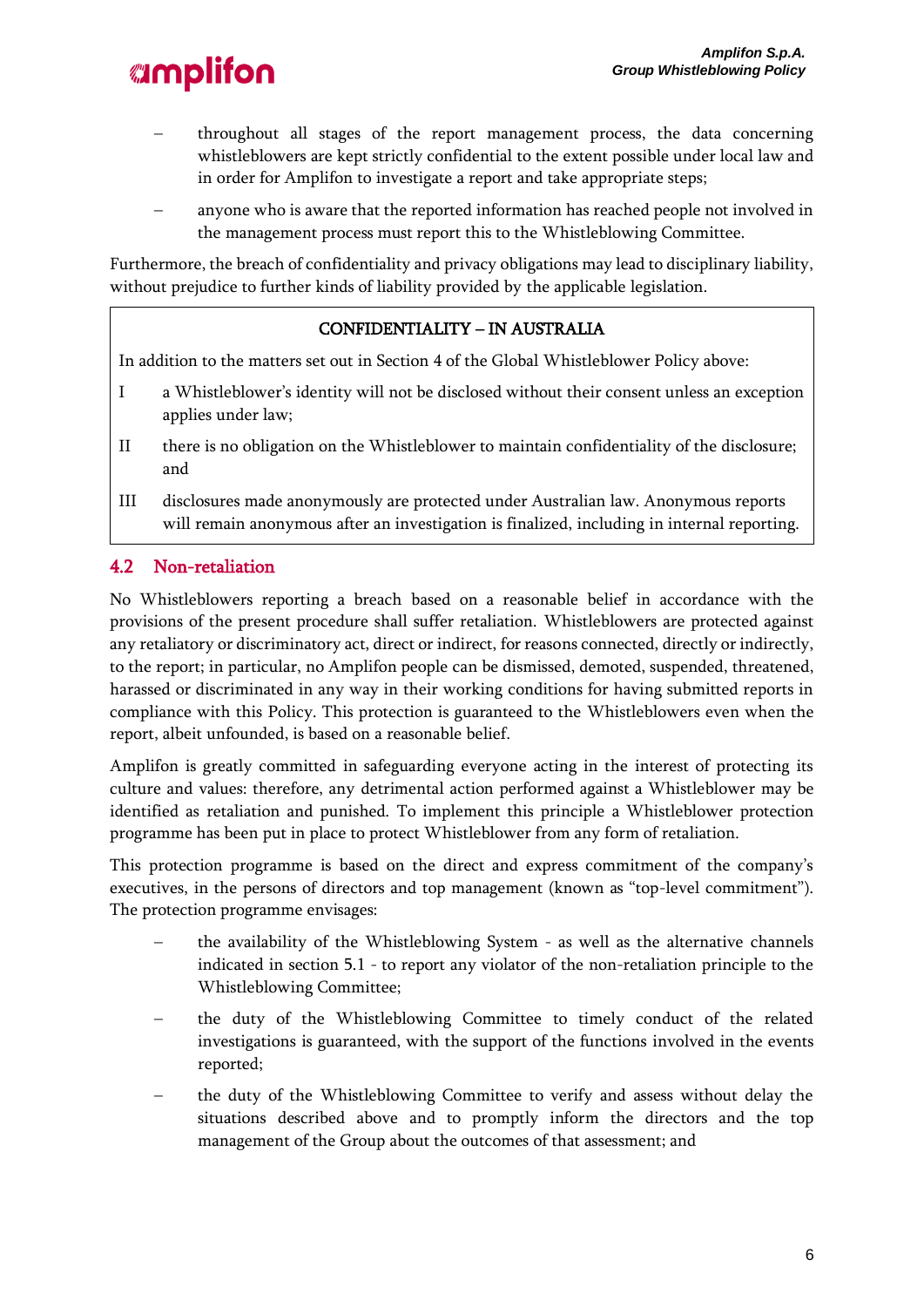- throughout all stages of the report management process, the data concerning whistleblowers are kept strictly confidential to the extent possible under local law and in order for Amplifon to investigate a report and take appropriate steps;
- anyone who is aware that the reported information has reached people not involved in the management process must report this to the Whistleblowing Committee.

Furthermore, the breach of confidentiality and privacy obligations may lead to disciplinary liability, without prejudice to further kinds of liability provided by the applicable legislation.

> **CONFIDENTIALITY – IN AUSTRALIA**
>
> In addition to the matters set out in Section 4 of the Global Whistleblower Policy above:
>
> I a Whistleblower's identity will not be disclosed without their consent unless an exception applies under law;
>
> II there is no obligation on the Whistleblower to maintain confidentiality of the disclosure; and
>
> III disclosures made anonymously are protected under Australian law. Anonymous reports will remain anonymous after an investigation is finalized, including in internal reporting.

## 4.2 Non-retaliation

No Whistleblowers reporting a breach based on a reasonable belief in accordance with the provisions of the present procedure shall suffer retaliation. Whistleblowers are protected against any retaliatory or discriminatory act, direct or indirect, for reasons connected, directly or indirectly, to the report; in particular, no Amplifon people can be dismissed, demoted, suspended, threatened, harassed or discriminated in any way in their working conditions for having submitted reports in compliance with this Policy. This protection is guaranteed to the Whistleblowers even when the report, albeit unfounded, is based on a reasonable belief.

Amplifon is greatly committed in safeguarding everyone acting in the interest of protecting its culture and values: therefore, any detrimental action performed against a Whistleblower may be identified as retaliation and punished. To implement this principle a Whistleblower protection programme has been put in place to protect Whistleblower from any form of retaliation.

This protection programme is based on the direct and express commitment of the company's executives, in the persons of directors and top management (known as "top-level commitment"). The protection programme envisages:

- the availability of the Whistleblowing System - as well as the alternative channels indicated in section 5.1 - to report any violator of the non-retaliation principle to the Whistleblowing Committee;
- the duty of the Whistleblowing Committee to timely conduct of the related investigations is guaranteed, with the support of the functions involved in the events reported;
- the duty of the Whistleblowing Committee to verify and assess without delay the situations described above and to promptly inform the directors and the top management of the Group about the outcomes of that assessment; and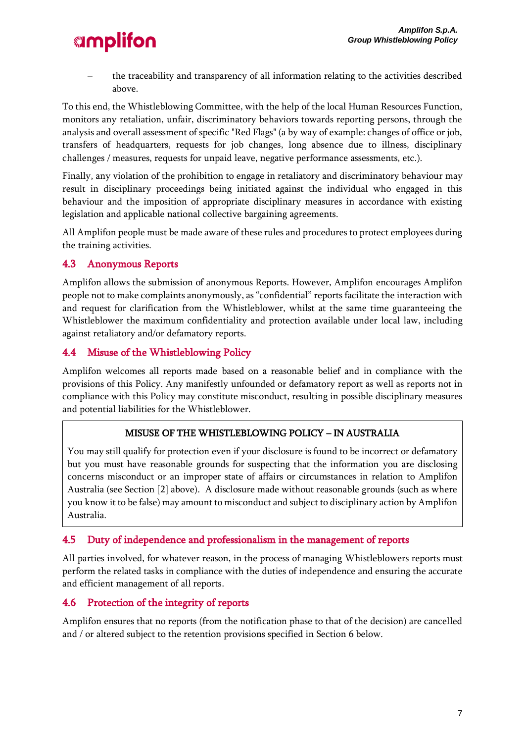- the traceability and transparency of all information relating to the activities described above.

To this end, the Whistleblowing Committee, with the help of the local Human Resources Function, monitors any retaliation, unfair, discriminatory behaviors towards reporting persons, through the analysis and overall assessment of specific "Red Flags" (a by way of example: changes of office or job, transfers of headquarters, requests for job changes, long absence due to illness, disciplinary challenges / measures, requests for unpaid leave, negative performance assessments, etc.).

Finally, any violation of the prohibition to engage in retaliatory and discriminatory behaviour may result in disciplinary proceedings being initiated against the individual who engaged in this behaviour and the imposition of appropriate disciplinary measures in accordance with existing legislation and applicable national collective bargaining agreements.

All Amplifon people must be made aware of these rules and procedures to protect employees during the training activities.

## 4.3 Anonymous Reports

Amplifon allows the submission of anonymous Reports. However, Amplifon encourages Amplifon people not to make complaints anonymously, as "confidential" reports facilitate the interaction with and request for clarification from the Whistleblower, whilst at the same time guaranteeing the Whistleblower the maximum confidentiality and protection available under local law, including against retaliatory and/or defamatory reports.

## 4.4 Misuse of the Whistleblowing Policy

Amplifon welcomes all reports made based on a reasonable belief and in compliance with the provisions of this Policy. Any manifestly unfounded or defamatory report as well as reports not in compliance with this Policy may constitute misconduct, resulting in possible disciplinary measures and potential liabilities for the Whistleblower.

**MISUSE OF THE WHISTLEBLOWING POLICY – IN AUSTRALIA**

You may still qualify for protection even if your disclosure is found to be incorrect or defamatory but you must have reasonable grounds for suspecting that the information you are disclosing concerns misconduct or an improper state of affairs or circumstances in relation to Amplifon Australia (see Section [2] above). A disclosure made without reasonable grounds (such as where you know it to be false) may amount to misconduct and subject to disciplinary action by Amplifon Australia.

## 4.5 Duty of independence and professionalism in the management of reports

All parties involved, for whatever reason, in the process of managing Whistleblowers reports must perform the related tasks in compliance with the duties of independence and ensuring the accurate and efficient management of all reports.

## 4.6 Protection of the integrity of reports

Amplifon ensures that no reports (from the notification phase to that of the decision) are cancelled and / or altered subject to the retention provisions specified in Section 6 below.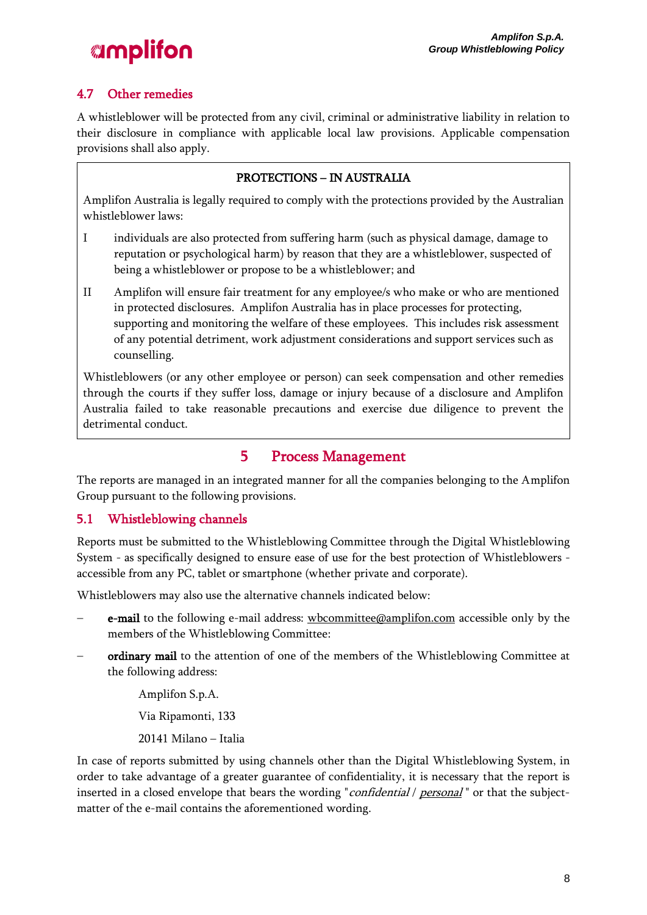### 4.7 Other remedies

A whistleblower will be protected from any civil, criminal or administrative liability in relation to their disclosure in compliance with applicable local law provisions. Applicable compensation provisions shall also apply.

**PROTECTIONS – IN AUSTRALIA**

Amplifon Australia is legally required to comply with the protections provided by the Australian whistleblower laws:

I individuals are also protected from suffering harm (such as physical damage, damage to reputation or psychological harm) by reason that they are a whistleblower, suspected of being a whistleblower or propose to be a whistleblower; and

II Amplifon will ensure fair treatment for any employee/s who make or who are mentioned in protected disclosures. Amplifon Australia has in place processes for protecting, supporting and monitoring the welfare of these employees. This includes risk assessment of any potential detriment, work adjustment considerations and support services such as counselling.

Whistleblowers (or any other employee or person) can seek compensation and other remedies through the courts if they suffer loss, damage or injury because of a disclosure and Amplifon Australia failed to take reasonable precautions and exercise due diligence to prevent the detrimental conduct.

## 5 Process Management

The reports are managed in an integrated manner for all the companies belonging to the Amplifon Group pursuant to the following provisions.

### 5.1 Whistleblowing channels

Reports must be submitted to the Whistleblowing Committee through the Digital Whistleblowing System - as specifically designed to ensure ease of use for the best protection of Whistleblowers - accessible from any PC, tablet or smartphone (whether private and corporate).

Whistleblowers may also use the alternative channels indicated below:

- **e-mail** to the following e-mail address: wbcommittee@amplifon.com accessible only by the members of the Whistleblowing Committee:
- **ordinary mail** to the attention of one of the members of the Whistleblowing Committee at the following address:

  Amplifon S.p.A.

  Via Ripamonti, 133

  20141 Milano – Italia

In case of reports submitted by using channels other than the Digital Whistleblowing System, in order to take advantage of a greater guarantee of confidentiality, it is necessary that the report is inserted in a closed envelope that bears the wording "*confidential* / *personal*" or that the subject-matter of the e-mail contains the aforementioned wording.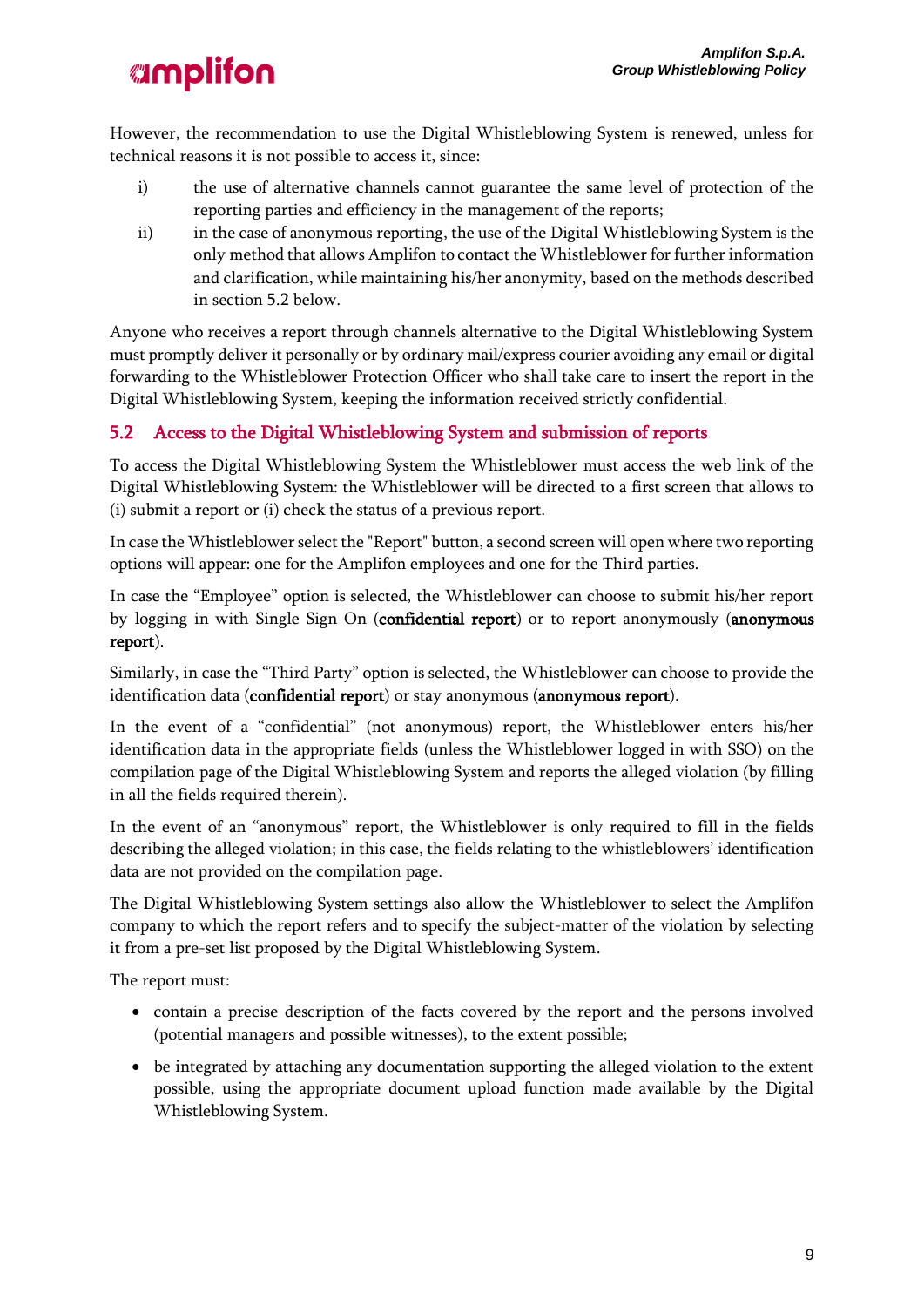However, the recommendation to use the Digital Whistleblowing System is renewed, unless for technical reasons it is not possible to access it, since:

i) the use of alternative channels cannot guarantee the same level of protection of the reporting parties and efficiency in the management of the reports;
ii) in the case of anonymous reporting, the use of the Digital Whistleblowing System is the only method that allows Amplifon to contact the Whistleblower for further information and clarification, while maintaining his/her anonymity, based on the methods described in section 5.2 below.

Anyone who receives a report through channels alternative to the Digital Whistleblowing System must promptly deliver it personally or by ordinary mail/express courier avoiding any email or digital forwarding to the Whistleblower Protection Officer who shall take care to insert the report in the Digital Whistleblowing System, keeping the information received strictly confidential.

## 5.2 Access to the Digital Whistleblowing System and submission of reports

To access the Digital Whistleblowing System the Whistleblower must access the web link of the Digital Whistleblowing System: the Whistleblower will be directed to a first screen that allows to (i) submit a report or (i) check the status of a previous report.

In case the Whistleblower select the "Report" button, a second screen will open where two reporting options will appear: one for the Amplifon employees and one for the Third parties.

In case the "Employee" option is selected, the Whistleblower can choose to submit his/her report by logging in with Single Sign On (**confidential report**) or to report anonymously (**anonymous report**).

Similarly, in case the "Third Party" option is selected, the Whistleblower can choose to provide the identification data (**confidential report**) or stay anonymous (**anonymous report**).

In the event of a "confidential" (not anonymous) report, the Whistleblower enters his/her identification data in the appropriate fields (unless the Whistleblower logged in with SSO) on the compilation page of the Digital Whistleblowing System and reports the alleged violation (by filling in all the fields required therein).

In the event of an "anonymous" report, the Whistleblower is only required to fill in the fields describing the alleged violation; in this case, the fields relating to the whistleblowers' identification data are not provided on the compilation page.

The Digital Whistleblowing System settings also allow the Whistleblower to select the Amplifon company to which the report refers and to specify the subject-matter of the violation by selecting it from a pre-set list proposed by the Digital Whistleblowing System.

The report must:

- contain a precise description of the facts covered by the report and the persons involved (potential managers and possible witnesses), to the extent possible;
- be integrated by attaching any documentation supporting the alleged violation to the extent possible, using the appropriate document upload function made available by the Digital Whistleblowing System.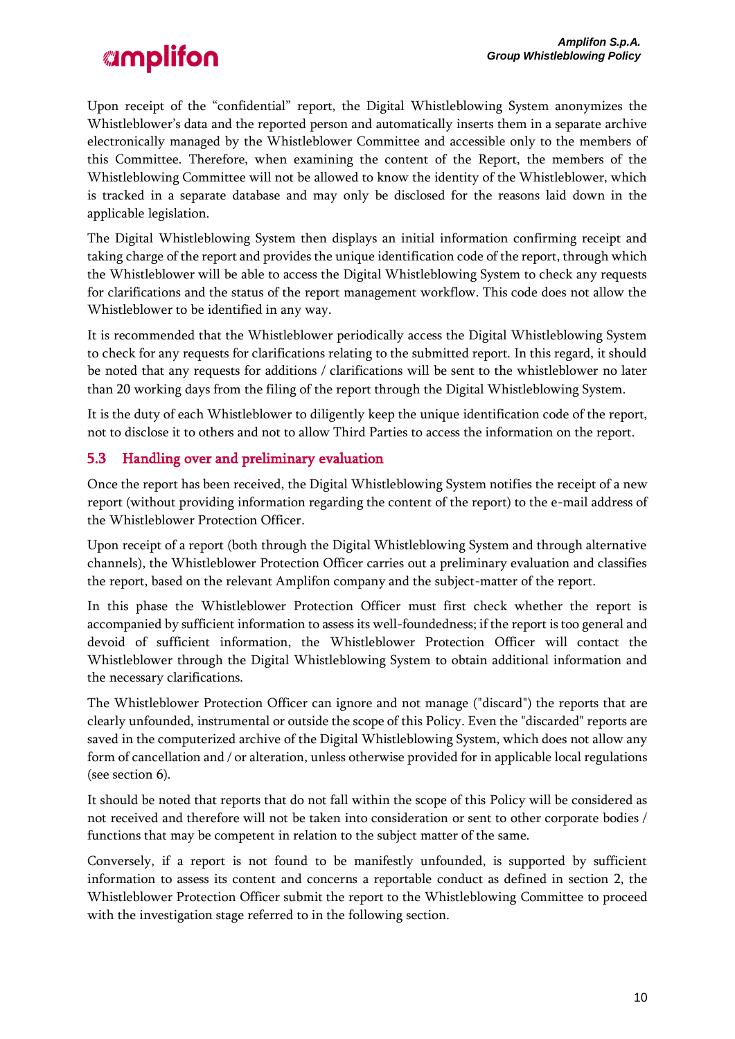Upon receipt of the "confidential" report, the Digital Whistleblowing System anonymizes the Whistleblower's data and the reported person and automatically inserts them in a separate archive electronically managed by the Whistleblower Committee and accessible only to the members of this Committee. Therefore, when examining the content of the Report, the members of the Whistleblowing Committee will not be allowed to know the identity of the Whistleblower, which is tracked in a separate database and may only be disclosed for the reasons laid down in the applicable legislation.

The Digital Whistleblowing System then displays an initial information confirming receipt and taking charge of the report and provides the unique identification code of the report, through which the Whistleblower will be able to access the Digital Whistleblowing System to check any requests for clarifications and the status of the report management workflow. This code does not allow the Whistleblower to be identified in any way.

It is recommended that the Whistleblower periodically access the Digital Whistleblowing System to check for any requests for clarifications relating to the submitted report. In this regard, it should be noted that any requests for additions / clarifications will be sent to the whistleblower no later than 20 working days from the filing of the report through the Digital Whistleblowing System.

It is the duty of each Whistleblower to diligently keep the unique identification code of the report, not to disclose it to others and not to allow Third Parties to access the information on the report.

## 5.3 Handling over and preliminary evaluation

Once the report has been received, the Digital Whistleblowing System notifies the receipt of a new report (without providing information regarding the content of the report) to the e-mail address of the Whistleblower Protection Officer.

Upon receipt of a report (both through the Digital Whistleblowing System and through alternative channels), the Whistleblower Protection Officer carries out a preliminary evaluation and classifies the report, based on the relevant Amplifon company and the subject-matter of the report.

In this phase the Whistleblower Protection Officer must first check whether the report is accompanied by sufficient information to assess its well-foundedness; if the report is too general and devoid of sufficient information, the Whistleblower Protection Officer will contact the Whistleblower through the Digital Whistleblowing System to obtain additional information and the necessary clarifications.

The Whistleblower Protection Officer can ignore and not manage ("discard") the reports that are clearly unfounded, instrumental or outside the scope of this Policy. Even the "discarded" reports are saved in the computerized archive of the Digital Whistleblowing System, which does not allow any form of cancellation and / or alteration, unless otherwise provided for in applicable local regulations (see section 6).

It should be noted that reports that do not fall within the scope of this Policy will be considered as not received and therefore will not be taken into consideration or sent to other corporate bodies / functions that may be competent in relation to the subject matter of the same.

Conversely, if a report is not found to be manifestly unfounded, is supported by sufficient information to assess its content and concerns a reportable conduct as defined in section 2, the Whistleblower Protection Officer submit the report to the Whistleblowing Committee to proceed with the investigation stage referred to in the following section.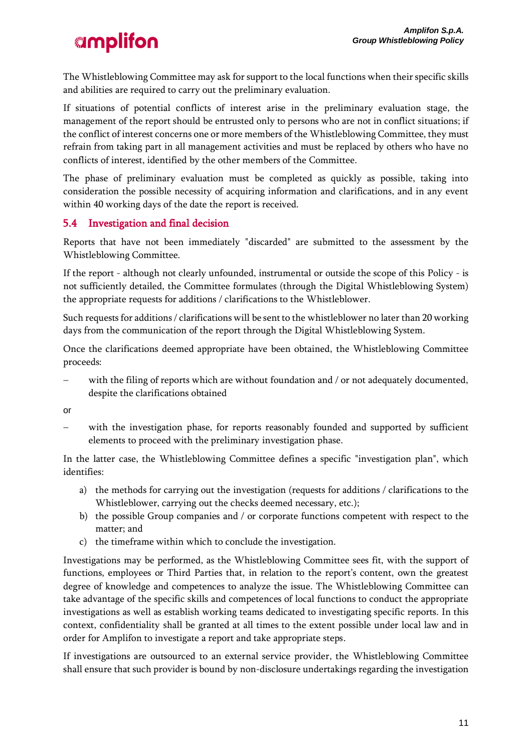The Whistleblowing Committee may ask for support to the local functions when their specific skills and abilities are required to carry out the preliminary evaluation.

If situations of potential conflicts of interest arise in the preliminary evaluation stage, the management of the report should be entrusted only to persons who are not in conflict situations; if the conflict of interest concerns one or more members of the Whistleblowing Committee, they must refrain from taking part in all management activities and must be replaced by others who have no conflicts of interest, identified by the other members of the Committee.

The phase of preliminary evaluation must be completed as quickly as possible, taking into consideration the possible necessity of acquiring information and clarifications, and in any event within 40 working days of the date the report is received.

## 5.4 Investigation and final decision

Reports that have not been immediately "discarded" are submitted to the assessment by the Whistleblowing Committee.

If the report - although not clearly unfounded, instrumental or outside the scope of this Policy - is not sufficiently detailed, the Committee formulates (through the Digital Whistleblowing System) the appropriate requests for additions / clarifications to the Whistleblower.

Such requests for additions / clarifications will be sent to the whistleblower no later than 20 working days from the communication of the report through the Digital Whistleblowing System.

Once the clarifications deemed appropriate have been obtained, the Whistleblowing Committee proceeds:

- with the filing of reports which are without foundation and / or not adequately documented, despite the clarifications obtained

or

- with the investigation phase, for reports reasonably founded and supported by sufficient elements to proceed with the preliminary investigation phase.

In the latter case, the Whistleblowing Committee defines a specific "investigation plan", which identifies:

a) the methods for carrying out the investigation (requests for additions / clarifications to the Whistleblower, carrying out the checks deemed necessary, etc.);
b) the possible Group companies and / or corporate functions competent with respect to the matter; and
c) the timeframe within which to conclude the investigation.

Investigations may be performed, as the Whistleblowing Committee sees fit, with the support of functions, employees or Third Parties that, in relation to the report's content, own the greatest degree of knowledge and competences to analyze the issue. The Whistleblowing Committee can take advantage of the specific skills and competences of local functions to conduct the appropriate investigations as well as establish working teams dedicated to investigating specific reports. In this context, confidentiality shall be granted at all times to the extent possible under local law and in order for Amplifon to investigate a report and take appropriate steps.

If investigations are outsourced to an external service provider, the Whistleblowing Committee shall ensure that such provider is bound by non-disclosure undertakings regarding the investigation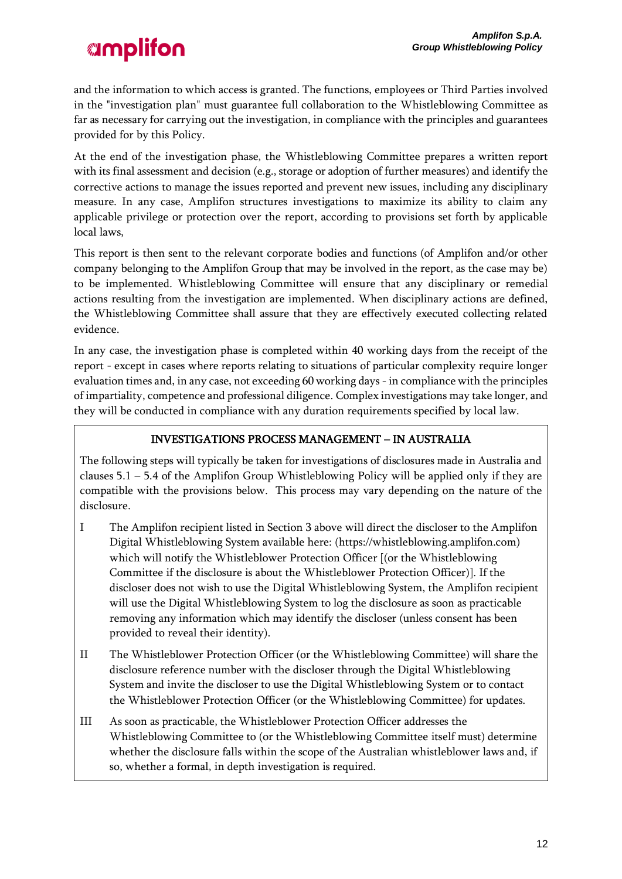and the information to which access is granted. The functions, employees or Third Parties involved in the "investigation plan" must guarantee full collaboration to the Whistleblowing Committee as far as necessary for carrying out the investigation, in compliance with the principles and guarantees provided for by this Policy.

At the end of the investigation phase, the Whistleblowing Committee prepares a written report with its final assessment and decision (e.g., storage or adoption of further measures) and identify the corrective actions to manage the issues reported and prevent new issues, including any disciplinary measure. In any case, Amplifon structures investigations to maximize its ability to claim any applicable privilege or protection over the report, according to provisions set forth by applicable local laws,

This report is then sent to the relevant corporate bodies and functions (of Amplifon and/or other company belonging to the Amplifon Group that may be involved in the report, as the case may be) to be implemented. Whistleblowing Committee will ensure that any disciplinary or remedial actions resulting from the investigation are implemented. When disciplinary actions are defined, the Whistleblowing Committee shall assure that they are effectively executed collecting related evidence.

In any case, the investigation phase is completed within 40 working days from the receipt of the report - except in cases where reports relating to situations of particular complexity require longer evaluation times and, in any case, not exceeding 60 working days - in compliance with the principles of impartiality, competence and professional diligence. Complex investigations may take longer, and they will be conducted in compliance with any duration requirements specified by local law.

**INVESTIGATIONS PROCESS MANAGEMENT – IN AUSTRALIA**

The following steps will typically be taken for investigations of disclosures made in Australia and clauses 5.1 – 5.4 of the Amplifon Group Whistleblowing Policy will be applied only if they are compatible with the provisions below. This process may vary depending on the nature of the disclosure.

I The Amplifon recipient listed in Section 3 above will direct the discloser to the Amplifon Digital Whistleblowing System available here: (https://whistleblowing.amplifon.com) which will notify the Whistleblower Protection Officer [(or the Whistleblowing Committee if the disclosure is about the Whistleblower Protection Officer)]. If the discloser does not wish to use the Digital Whistleblowing System, the Amplifon recipient will use the Digital Whistleblowing System to log the disclosure as soon as practicable removing any information which may identify the discloser (unless consent has been provided to reveal their identity).

II The Whistleblower Protection Officer (or the Whistleblowing Committee) will share the disclosure reference number with the discloser through the Digital Whistleblowing System and invite the discloser to use the Digital Whistleblowing System or to contact the Whistleblower Protection Officer (or the Whistleblowing Committee) for updates.

III As soon as practicable, the Whistleblower Protection Officer addresses the Whistleblowing Committee to (or the Whistleblowing Committee itself must) determine whether the disclosure falls within the scope of the Australian whistleblower laws and, if so, whether a formal, in depth investigation is required.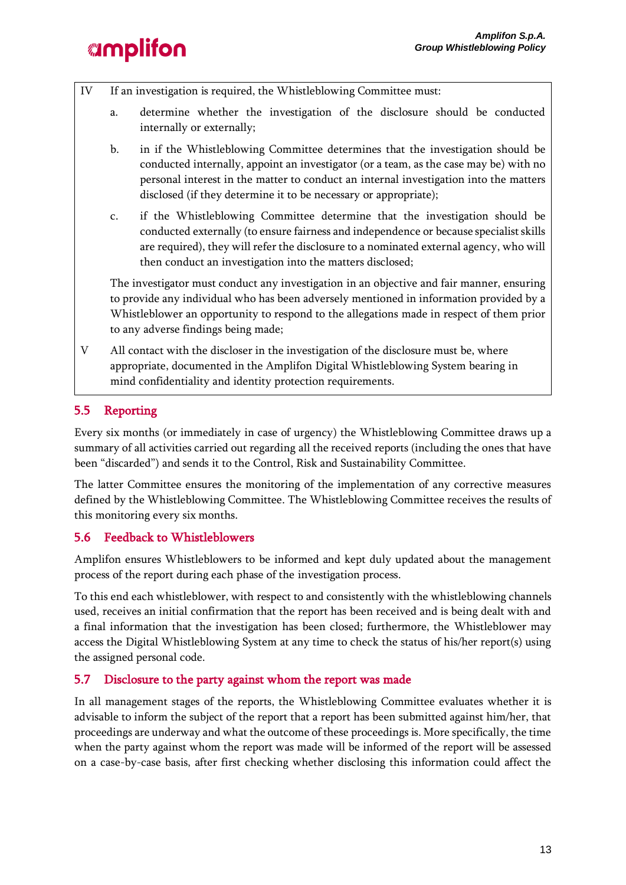IV If an investigation is required, the Whistleblowing Committee must:

a. determine whether the investigation of the disclosure should be conducted internally or externally;

b. in if the Whistleblowing Committee determines that the investigation should be conducted internally, appoint an investigator (or a team, as the case may be) with no personal interest in the matter to conduct an internal investigation into the matters disclosed (if they determine it to be necessary or appropriate);

c. if the Whistleblowing Committee determine that the investigation should be conducted externally (to ensure fairness and independence or because specialist skills are required), they will refer the disclosure to a nominated external agency, who will then conduct an investigation into the matters disclosed;

The investigator must conduct any investigation in an objective and fair manner, ensuring to provide any individual who has been adversely mentioned in information provided by a Whistleblower an opportunity to respond to the allegations made in respect of them prior to any adverse findings being made;

V All contact with the discloser in the investigation of the disclosure must be, where appropriate, documented in the Amplifon Digital Whistleblowing System bearing in mind confidentiality and identity protection requirements.

## 5.5 Reporting

Every six months (or immediately in case of urgency) the Whistleblowing Committee draws up a summary of all activities carried out regarding all the received reports (including the ones that have been "discarded") and sends it to the Control, Risk and Sustainability Committee.

The latter Committee ensures the monitoring of the implementation of any corrective measures defined by the Whistleblowing Committee. The Whistleblowing Committee receives the results of this monitoring every six months.

## 5.6 Feedback to Whistleblowers

Amplifon ensures Whistleblowers to be informed and kept duly updated about the management process of the report during each phase of the investigation process.

To this end each whistleblower, with respect to and consistently with the whistleblowing channels used, receives an initial confirmation that the report has been received and is being dealt with and a final information that the investigation has been closed; furthermore, the Whistleblower may access the Digital Whistleblowing System at any time to check the status of his/her report(s) using the assigned personal code.

## 5.7 Disclosure to the party against whom the report was made

In all management stages of the reports, the Whistleblowing Committee evaluates whether it is advisable to inform the subject of the report that a report has been submitted against him/her, that proceedings are underway and what the outcome of these proceedings is. More specifically, the time when the party against whom the report was made will be informed of the report will be assessed on a case-by-case basis, after first checking whether disclosing this information could affect the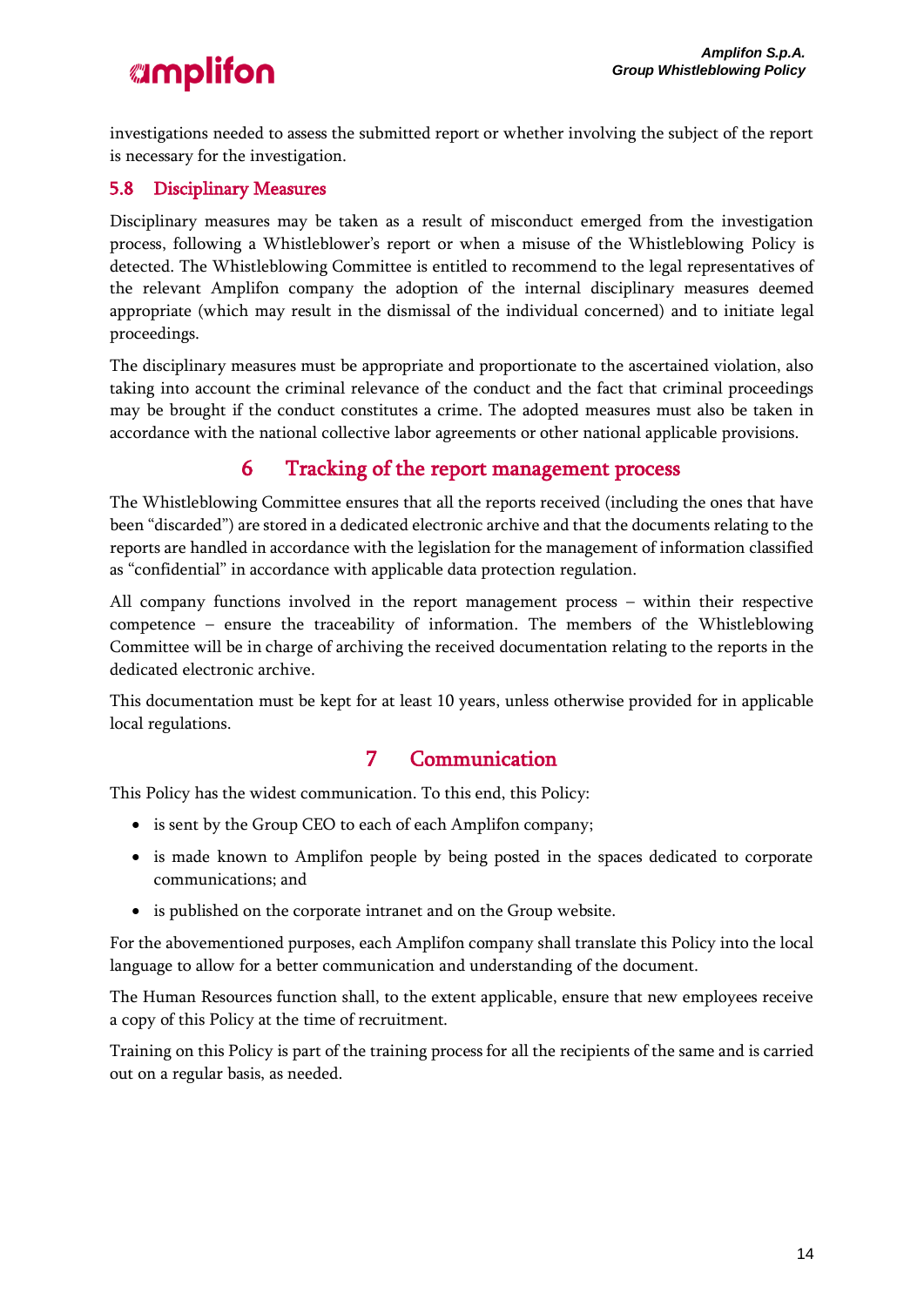investigations needed to assess the submitted report or whether involving the subject of the report is necessary for the investigation.

### 5.8 Disciplinary Measures

Disciplinary measures may be taken as a result of misconduct emerged from the investigation process, following a Whistleblower's report or when a misuse of the Whistleblowing Policy is detected. The Whistleblowing Committee is entitled to recommend to the legal representatives of the relevant Amplifon company the adoption of the internal disciplinary measures deemed appropriate (which may result in the dismissal of the individual concerned) and to initiate legal proceedings.

The disciplinary measures must be appropriate and proportionate to the ascertained violation, also taking into account the criminal relevance of the conduct and the fact that criminal proceedings may be brought if the conduct constitutes a crime. The adopted measures must also be taken in accordance with the national collective labor agreements or other national applicable provisions.

## 6 Tracking of the report management process

The Whistleblowing Committee ensures that all the reports received (including the ones that have been "discarded") are stored in a dedicated electronic archive and that the documents relating to the reports are handled in accordance with the legislation for the management of information classified as "confidential" in accordance with applicable data protection regulation.

All company functions involved in the report management process – within their respective competence – ensure the traceability of information. The members of the Whistleblowing Committee will be in charge of archiving the received documentation relating to the reports in the dedicated electronic archive.

This documentation must be kept for at least 10 years, unless otherwise provided for in applicable local regulations.

## 7 Communication

This Policy has the widest communication. To this end, this Policy:

- is sent by the Group CEO to each of each Amplifon company;
- is made known to Amplifon people by being posted in the spaces dedicated to corporate communications; and
- is published on the corporate intranet and on the Group website.

For the abovementioned purposes, each Amplifon company shall translate this Policy into the local language to allow for a better communication and understanding of the document.

The Human Resources function shall, to the extent applicable, ensure that new employees receive a copy of this Policy at the time of recruitment.

Training on this Policy is part of the training process for all the recipients of the same and is carried out on a regular basis, as needed.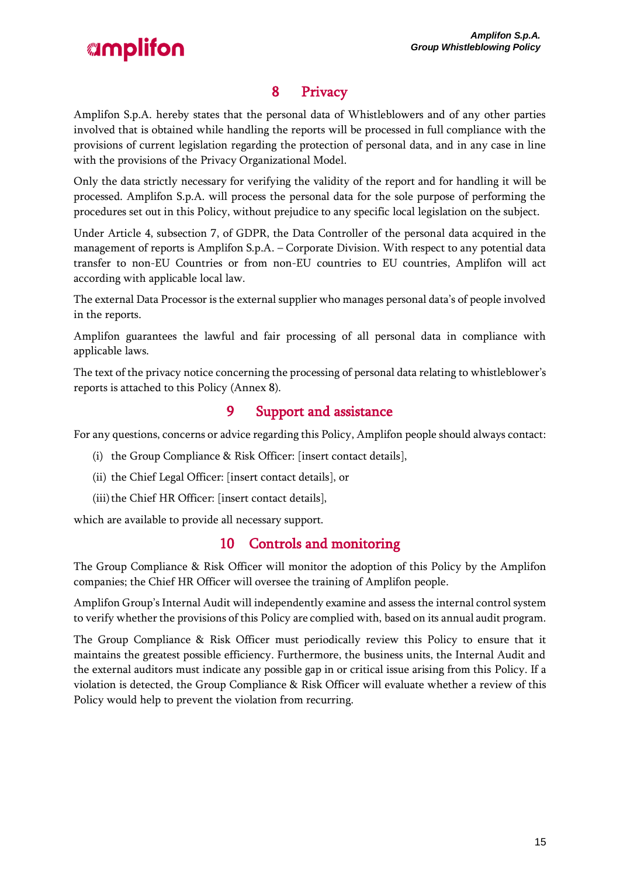# 8 Privacy

Amplifon S.p.A. hereby states that the personal data of Whistleblowers and of any other parties involved that is obtained while handling the reports will be processed in full compliance with the provisions of current legislation regarding the protection of personal data, and in any case in line with the provisions of the Privacy Organizational Model.

Only the data strictly necessary for verifying the validity of the report and for handling it will be processed. Amplifon S.p.A. will process the personal data for the sole purpose of performing the procedures set out in this Policy, without prejudice to any specific local legislation on the subject.

Under Article 4, subsection 7, of GDPR, the Data Controller of the personal data acquired in the management of reports is Amplifon S.p.A. – Corporate Division. With respect to any potential data transfer to non-EU Countries or from non-EU countries to EU countries, Amplifon will act according with applicable local law.

The external Data Processor is the external supplier who manages personal data's of people involved in the reports.

Amplifon guarantees the lawful and fair processing of all personal data in compliance with applicable laws.

The text of the privacy notice concerning the processing of personal data relating to whistleblower's reports is attached to this Policy (Annex 8).

# 9 Support and assistance

For any questions, concerns or advice regarding this Policy, Amplifon people should always contact:

(i) the Group Compliance & Risk Officer: [insert contact details],

(ii) the Chief Legal Officer: [insert contact details], or

(iii) the Chief HR Officer: [insert contact details],

which are available to provide all necessary support.

# 10 Controls and monitoring

The Group Compliance & Risk Officer will monitor the adoption of this Policy by the Amplifon companies; the Chief HR Officer will oversee the training of Amplifon people.

Amplifon Group's Internal Audit will independently examine and assess the internal control system to verify whether the provisions of this Policy are complied with, based on its annual audit program.

The Group Compliance & Risk Officer must periodically review this Policy to ensure that it maintains the greatest possible efficiency. Furthermore, the business units, the Internal Audit and the external auditors must indicate any possible gap in or critical issue arising from this Policy. If a violation is detected, the Group Compliance & Risk Officer will evaluate whether a review of this Policy would help to prevent the violation from recurring.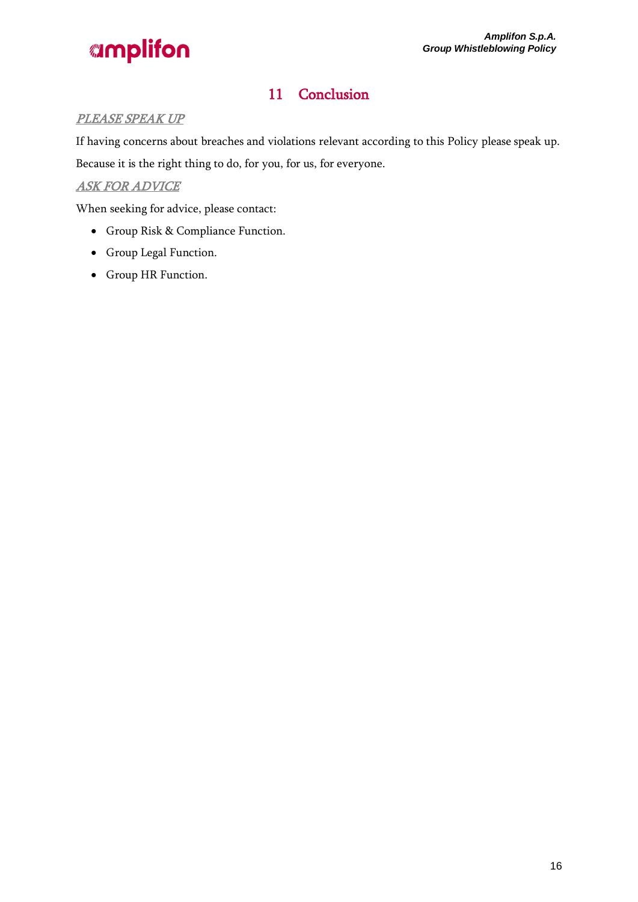# 11 Conclusion

*PLEASE SPEAK UP*

If having concerns about breaches and violations relevant according to this Policy please speak up.

Because it is the right thing to do, for you, for us, for everyone.

*ASK FOR ADVICE*

When seeking for advice, please contact:

- Group Risk & Compliance Function.
- Group Legal Function.
- Group HR Function.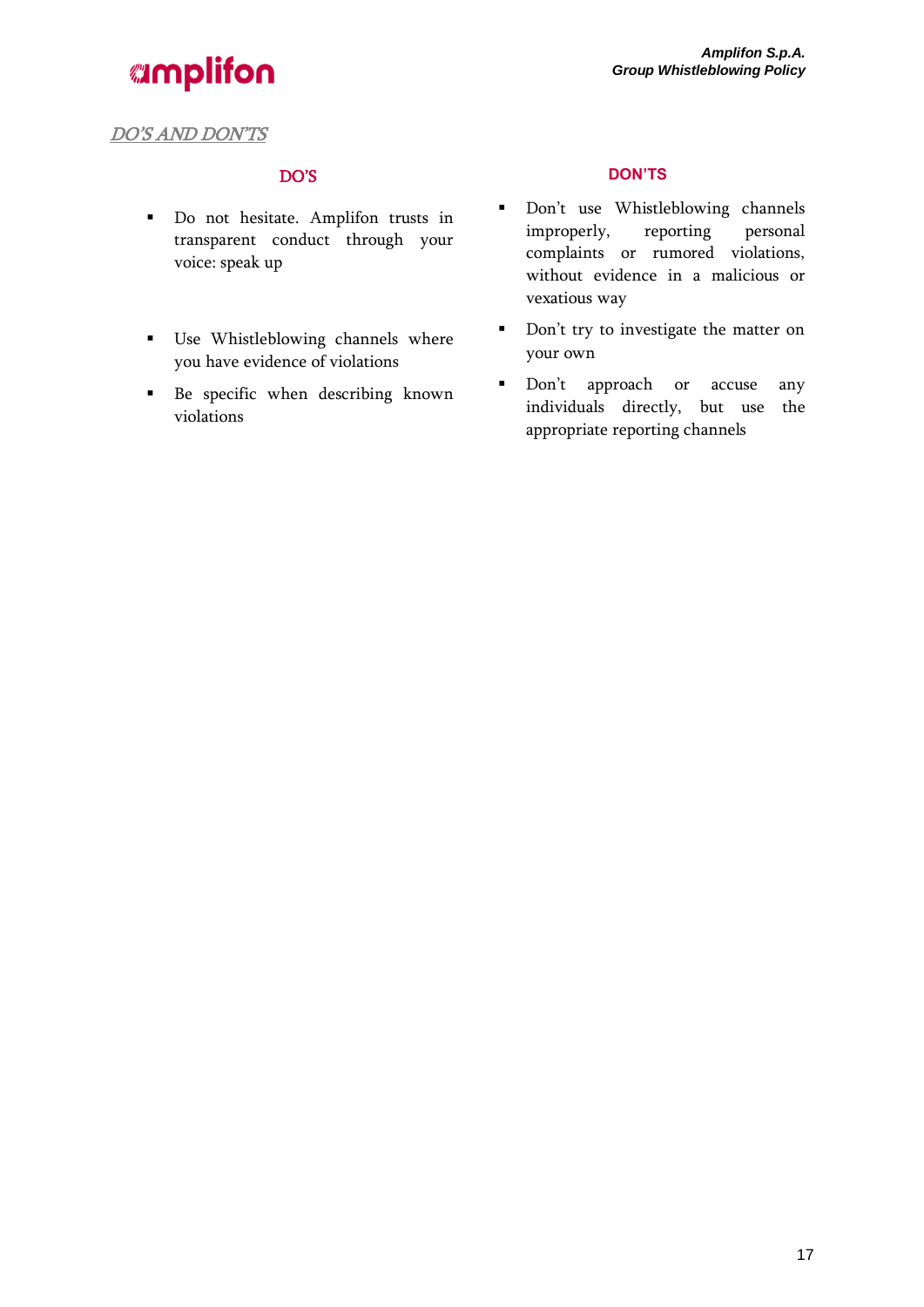## *DO'S AND DON'TS*

### DO'S

- Do not hesitate. Amplifon trusts in transparent conduct through your voice: speak up
- Use Whistleblowing channels where you have evidence of violations
- Be specific when describing known violations

### DON'TS

- Don't use Whistleblowing channels improperly, reporting personal complaints or rumored violations, without evidence in a malicious or vexatious way
- Don't try to investigate the matter on your own
- Don't approach or accuse any individuals directly, but use the appropriate reporting channels